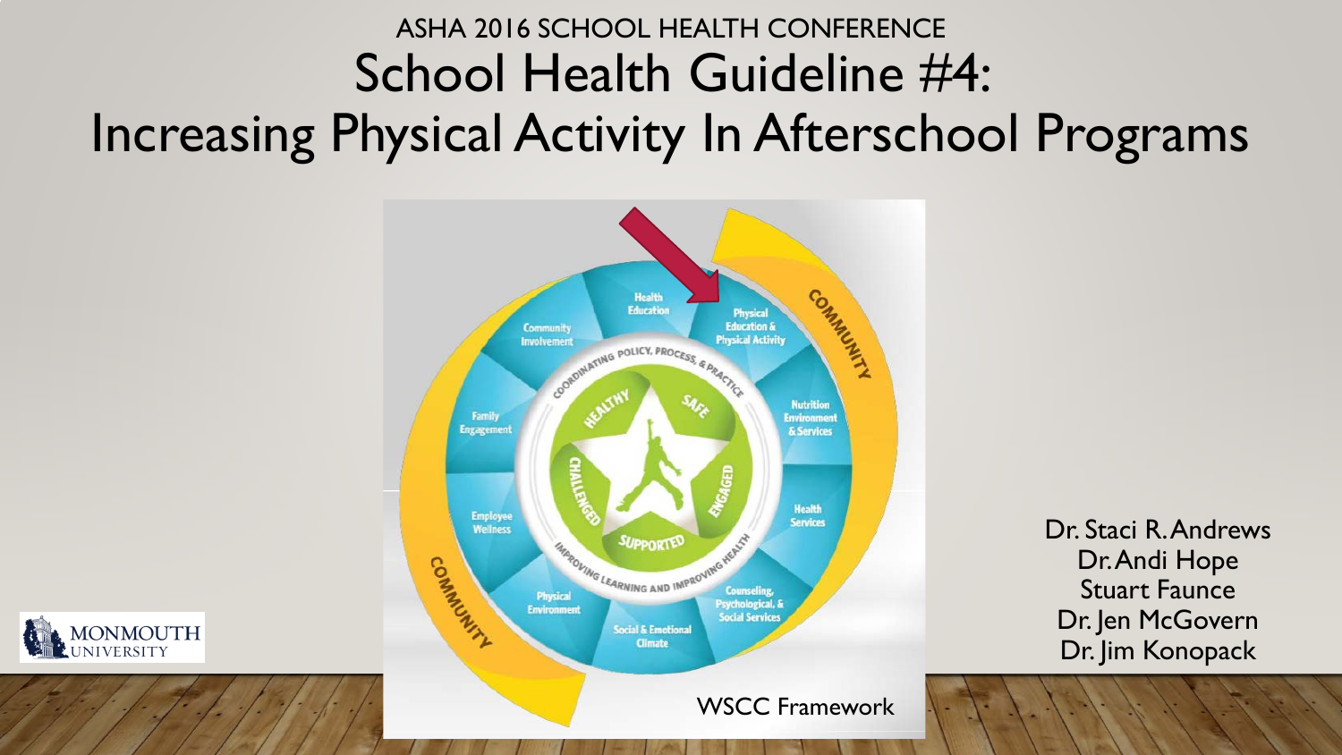ASHA 2016 SCHOOL HEALTH CONFERENCE

# School Health Guideline #4: Increasing Physical Activity In Afterschool Programs

WSCC Framework

Dr. Staci R. Andrews
Dr. Andi Hope
Stuart Faunce
Dr. Jen McGovern
Dr. Jim Konopack

MONMOUTH UNIVERSITY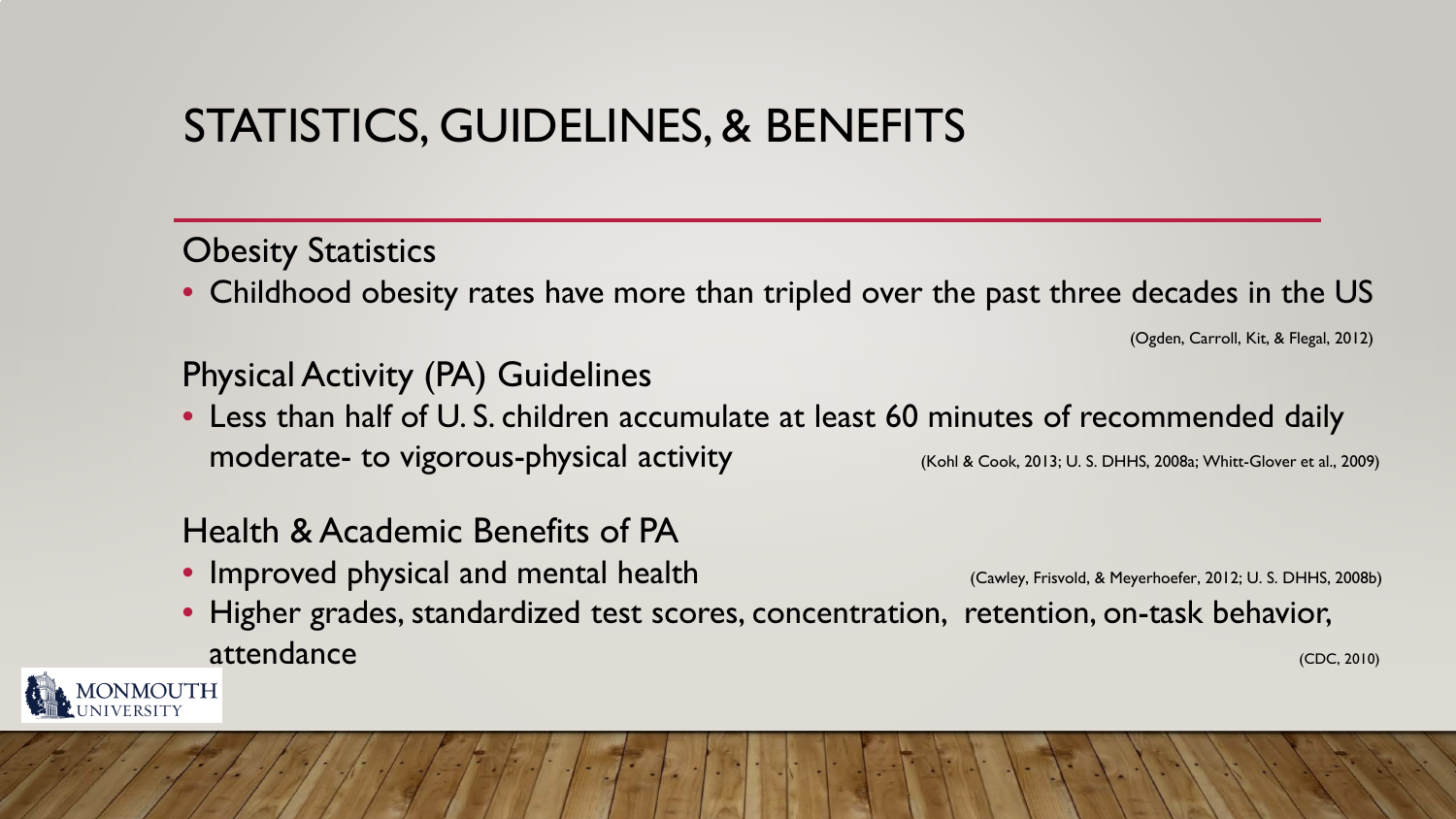# STATISTICS, GUIDELINES, & BENEFITS

## Obesity Statistics

- Childhood obesity rates have more than tripled over the past three decades in the US

(Ogden, Carroll, Kit, & Flegal, 2012)

## Physical Activity (PA) Guidelines

- Less than half of U. S. children accumulate at least 60 minutes of recommended daily moderate- to vigorous-physical activity (Kohl & Cook, 2013; U. S. DHHS, 2008a; Whitt-Glover et al., 2009)

## Health & Academic Benefits of PA

- Improved physical and mental health (Cawley, Frisvold, & Meyerhoefer, 2012; U. S. DHHS, 2008b)
- Higher grades, standardized test scores, concentration, retention, on-task behavior, attendance (CDC, 2010)

MONMOUTH UNIVERSITY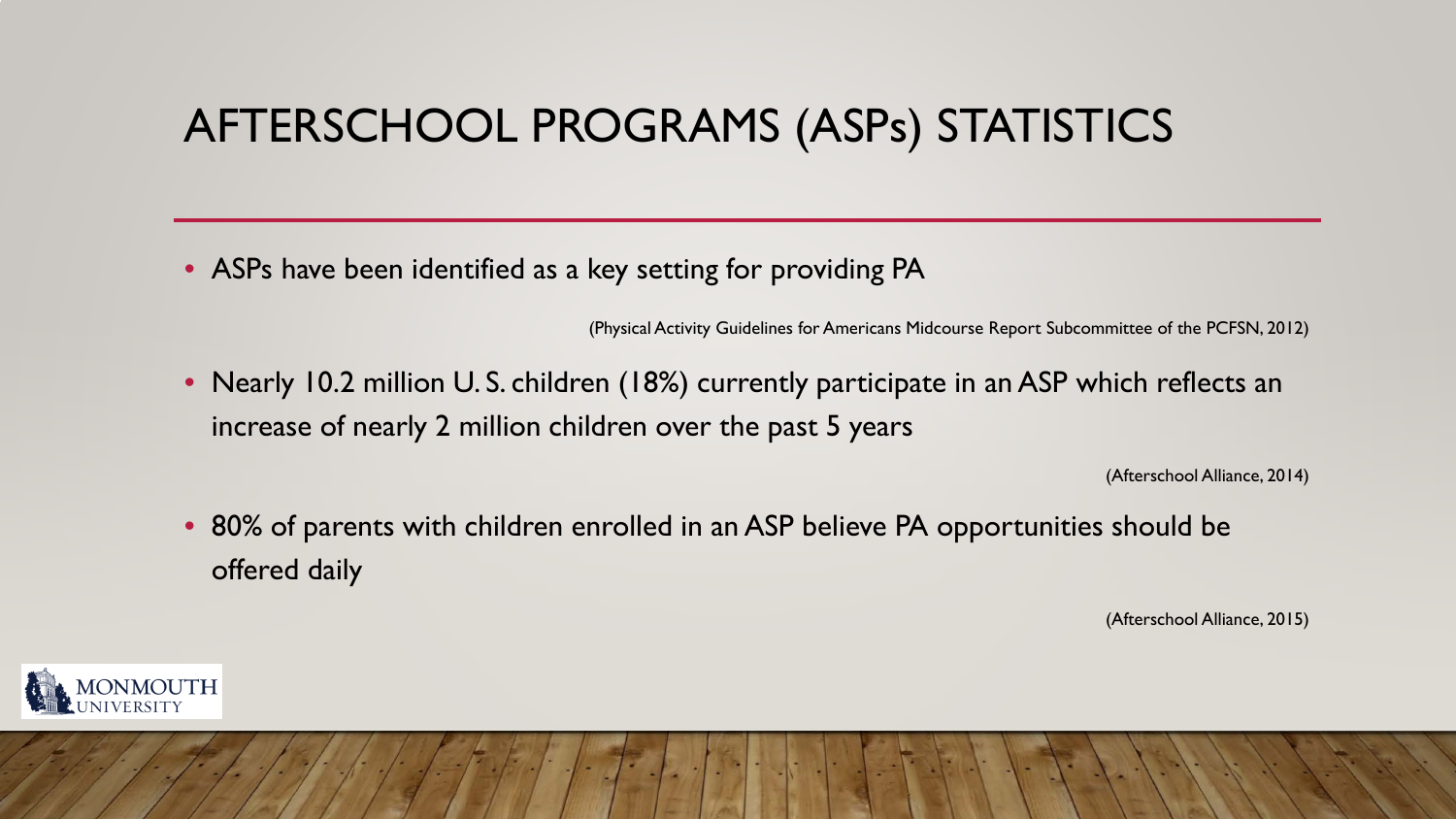# AFTERSCHOOL PROGRAMS (ASPs) STATISTICS

- ASPs have been identified as a key setting for providing PA

(Physical Activity Guidelines for Americans Midcourse Report Subcommittee of the PCFSN, 2012)

- Nearly 10.2 million U. S. children (18%) currently participate in an ASP which reflects an increase of nearly 2 million children over the past 5 years

(Afterschool Alliance, 2014)

- 80% of parents with children enrolled in an ASP believe PA opportunities should be offered daily

(Afterschool Alliance, 2015)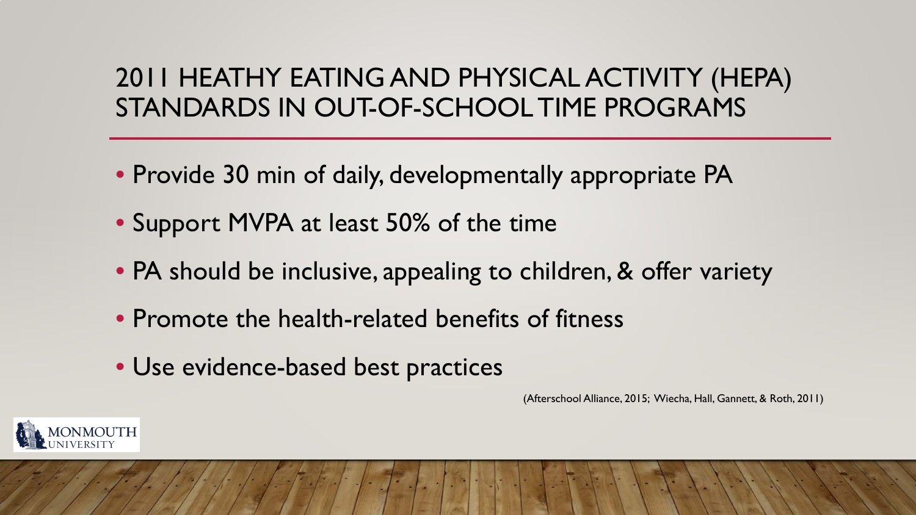# 2011 HEATHY EATING AND PHYSICAL ACTIVITY (HEPA) STANDARDS IN OUT-OF-SCHOOL TIME PROGRAMS

- Provide 30 min of daily, developmentally appropriate PA
- Support MVPA at least 50% of the time
- PA should be inclusive, appealing to children, & offer variety
- Promote the health-related benefits of fitness
- Use evidence-based best practices

(Afterschool Alliance, 2015; Wiecha, Hall, Gannett, & Roth, 2011)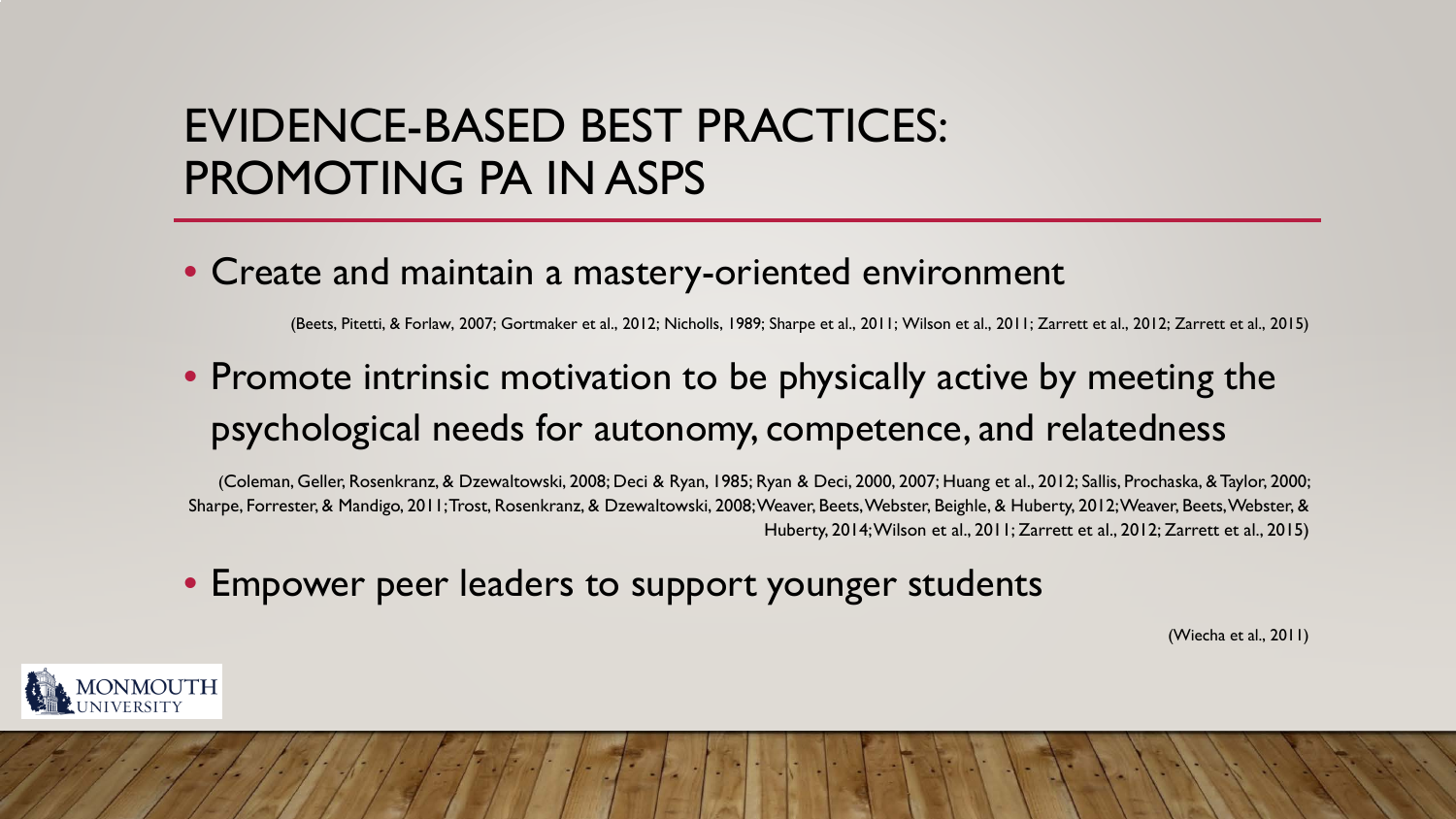# EVIDENCE-BASED BEST PRACTICES: PROMOTING PA IN ASPS

- Create and maintain a mastery-oriented environment

(Beets, Pitetti, & Forlaw, 2007; Gortmaker et al., 2012; Nicholls, 1989; Sharpe et al., 2011; Wilson et al., 2011; Zarrett et al., 2012; Zarrett et al., 2015)

- Promote intrinsic motivation to be physically active by meeting the psychological needs for autonomy, competence, and relatedness

(Coleman, Geller, Rosenkranz, & Dzewaltowski, 2008; Deci & Ryan, 1985; Ryan & Deci, 2000, 2007; Huang et al., 2012; Sallis, Prochaska, & Taylor, 2000; Sharpe, Forrester, & Mandigo, 2011; Trost, Rosenkranz, & Dzewaltowski, 2008; Weaver, Beets, Webster, Beighle, & Huberty, 2012; Weaver, Beets, Webster, & Huberty, 2014; Wilson et al., 2011; Zarrett et al., 2012; Zarrett et al., 2015)

- Empower peer leaders to support younger students

(Wiecha et al., 2011)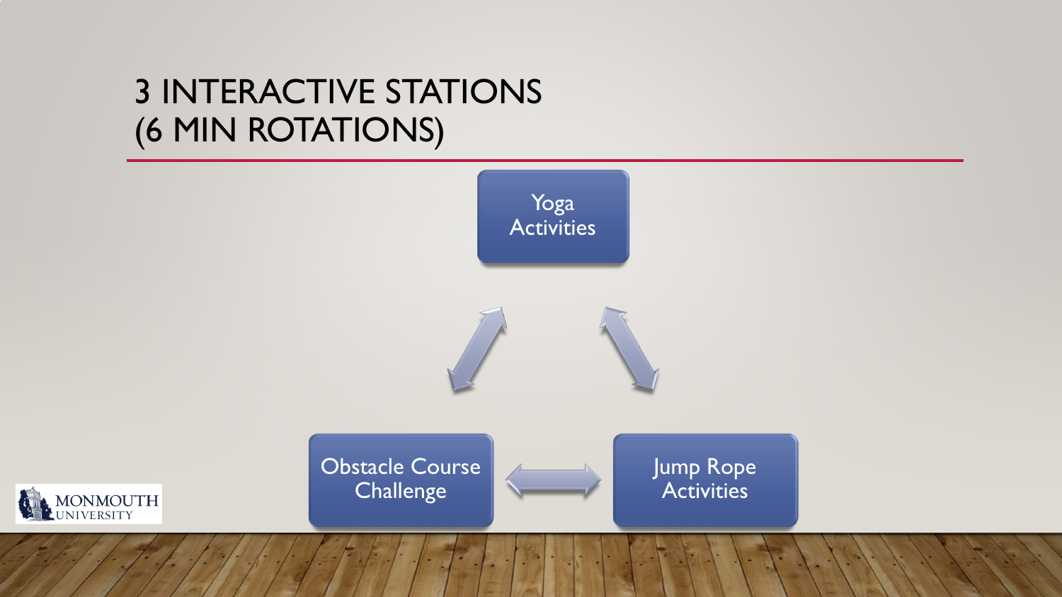# 3 INTERACTIVE STATIONS (6 MIN ROTATIONS)

- Yoga Activities
- Jump Rope Activities
- Obstacle Course Challenge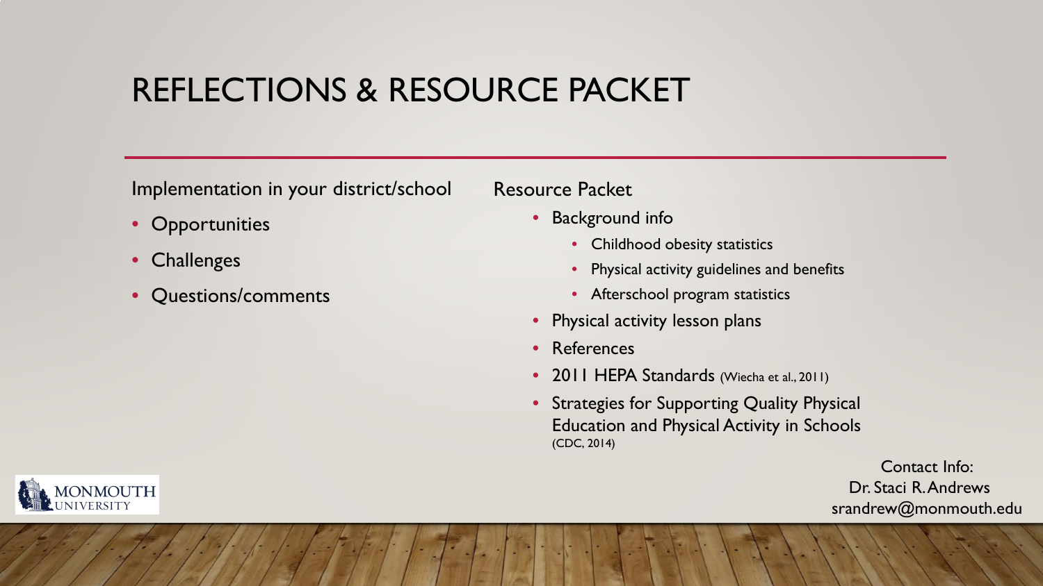# REFLECTIONS & RESOURCE PACKET

Implementation in your district/school

- Opportunities
- Challenges
- Questions/comments

Resource Packet

- Background info
  - Childhood obesity statistics
  - Physical activity guidelines and benefits
  - Afterschool program statistics
- Physical activity lesson plans
- References
- 2011 HEPA Standards (Wiecha et al., 2011)
- Strategies for Supporting Quality Physical Education and Physical Activity in Schools (CDC, 2014)

Contact Info:
Dr. Staci R. Andrews
srandrew@monmouth.edu

MONMOUTH UNIVERSITY